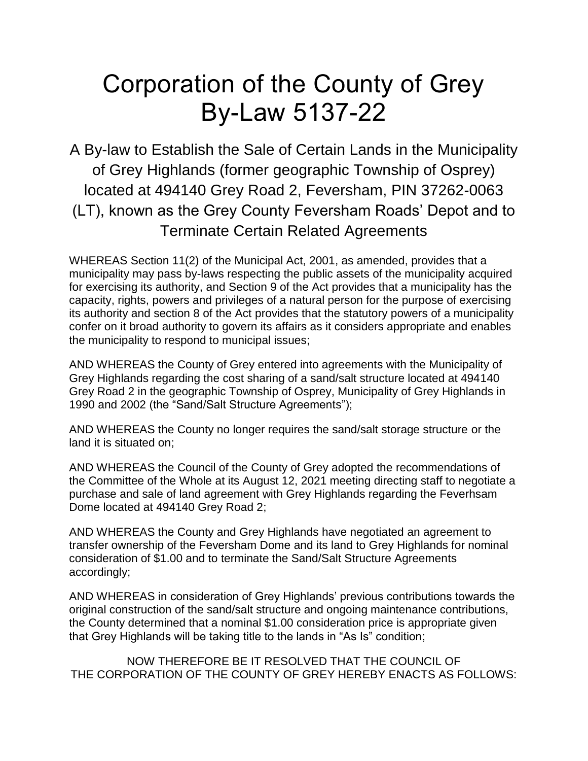# Corporation of the County of Grey By-Law 5137-22

## A By-law to Establish the Sale of Certain Lands in the Municipality of Grey Highlands (former geographic Township of Osprey) located at 494140 Grey Road 2, Feversham, PIN 37262-0063 (LT), known as the Grey County Feversham Roads' Depot and to Terminate Certain Related Agreements

WHEREAS Section 11(2) of the Municipal Act, 2001, as amended, provides that a municipality may pass by-laws respecting the public assets of the municipality acquired for exercising its authority, and Section 9 of the Act provides that a municipality has the capacity, rights, powers and privileges of a natural person for the purpose of exercising its authority and section 8 of the Act provides that the statutory powers of a municipality confer on it broad authority to govern its affairs as it considers appropriate and enables the municipality to respond to municipal issues;

AND WHEREAS the County of Grey entered into agreements with the Municipality of Grey Highlands regarding the cost sharing of a sand/salt structure located at 494140 Grey Road 2 in the geographic Township of Osprey, Municipality of Grey Highlands in 1990 and 2002 (the "Sand/Salt Structure Agreements");

AND WHEREAS the County no longer requires the sand/salt storage structure or the land it is situated on;

AND WHEREAS the Council of the County of Grey adopted the recommendations of the Committee of the Whole at its August 12, 2021 meeting directing staff to negotiate a purchase and sale of land agreement with Grey Highlands regarding the Feverhsam Dome located at 494140 Grey Road 2;

AND WHEREAS the County and Grey Highlands have negotiated an agreement to transfer ownership of the Feversham Dome and its land to Grey Highlands for nominal consideration of $1.00 and to terminate the Sand/Salt Structure Agreements accordingly;

AND WHEREAS in consideration of Grey Highlands' previous contributions towards the original construction of the sand/salt structure and ongoing maintenance contributions, the County determined that a nominal $1.00 consideration price is appropriate given that Grey Highlands will be taking title to the lands in "As Is" condition;

NOW THEREFORE BE IT RESOLVED THAT THE COUNCIL OF THE CORPORATION OF THE COUNTY OF GREY HEREBY ENACTS AS FOLLOWS: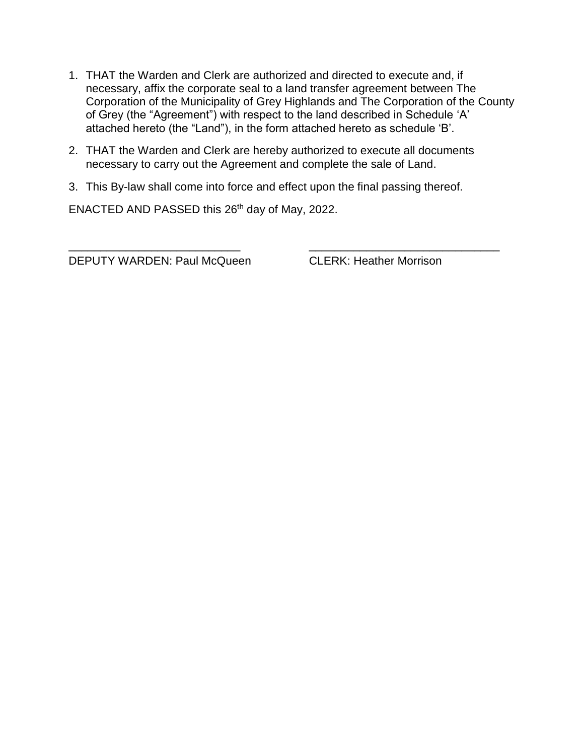1. THAT the Warden and Clerk are authorized and directed to execute and, if necessary, affix the corporate seal to a land transfer agreement between The Corporation of the Municipality of Grey Highlands and The Corporation of the County of Grey (the “Agreement”) with respect to the land described in Schedule ‘A’ attached hereto (the “Land”), in the form attached hereto as schedule ‘B’.
2. THAT the Warden and Clerk are hereby authorized to execute all documents necessary to carry out the Agreement and complete the sale of Land.
3. This By-law shall come into force and effect upon the final passing thereof.

ENACTED AND PASSED this 26th day of May, 2022.

___________________________ ______________________________

DEPUTY WARDEN: Paul McQueen CLERK: Heather Morrison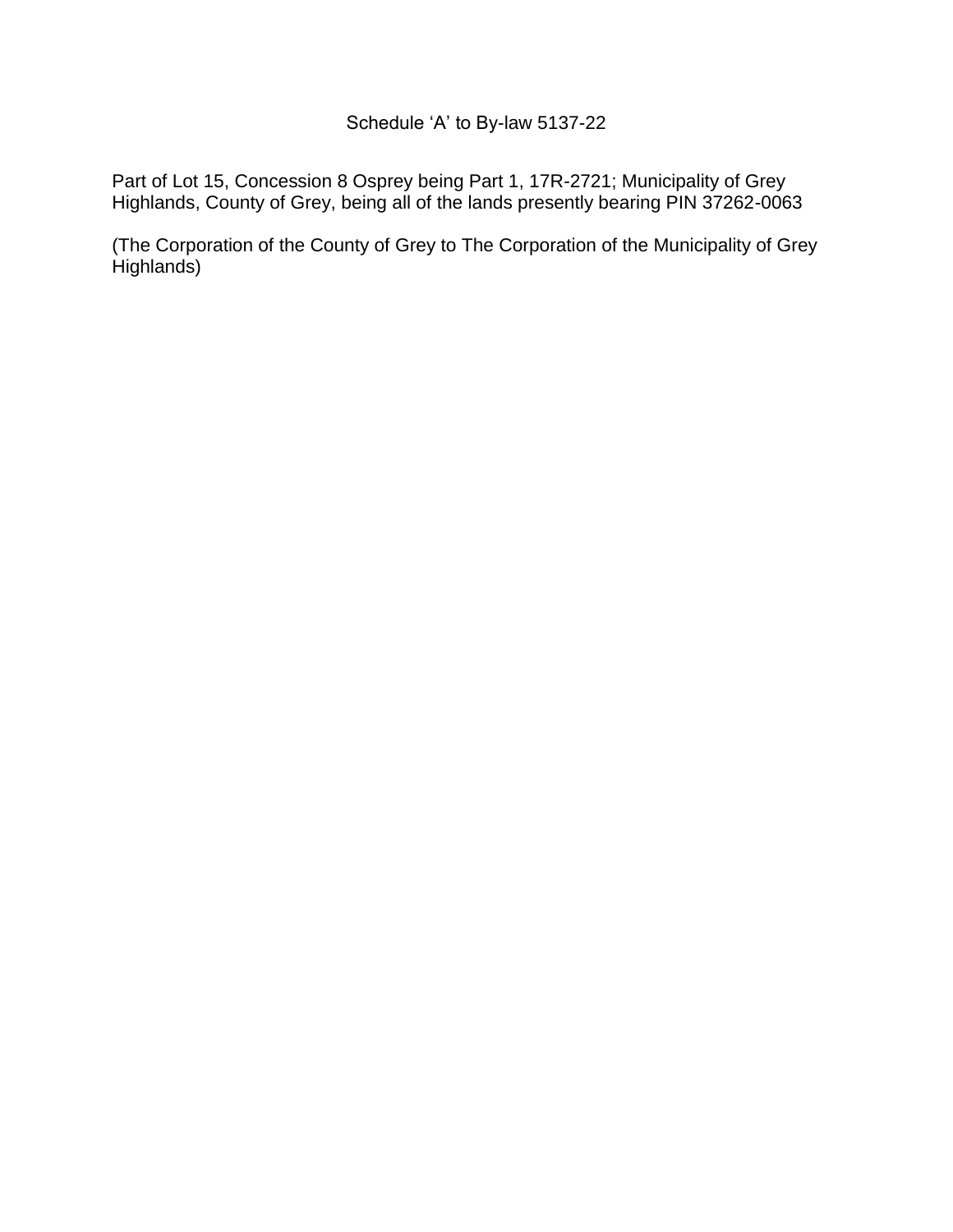# Schedule 'A' to By-law 5137-22

Part of Lot 15, Concession 8 Osprey being Part 1, 17R-2721; Municipality of Grey Highlands, County of Grey, being all of the lands presently bearing PIN 37262-0063

(The Corporation of the County of Grey to The Corporation of the Municipality of Grey Highlands)